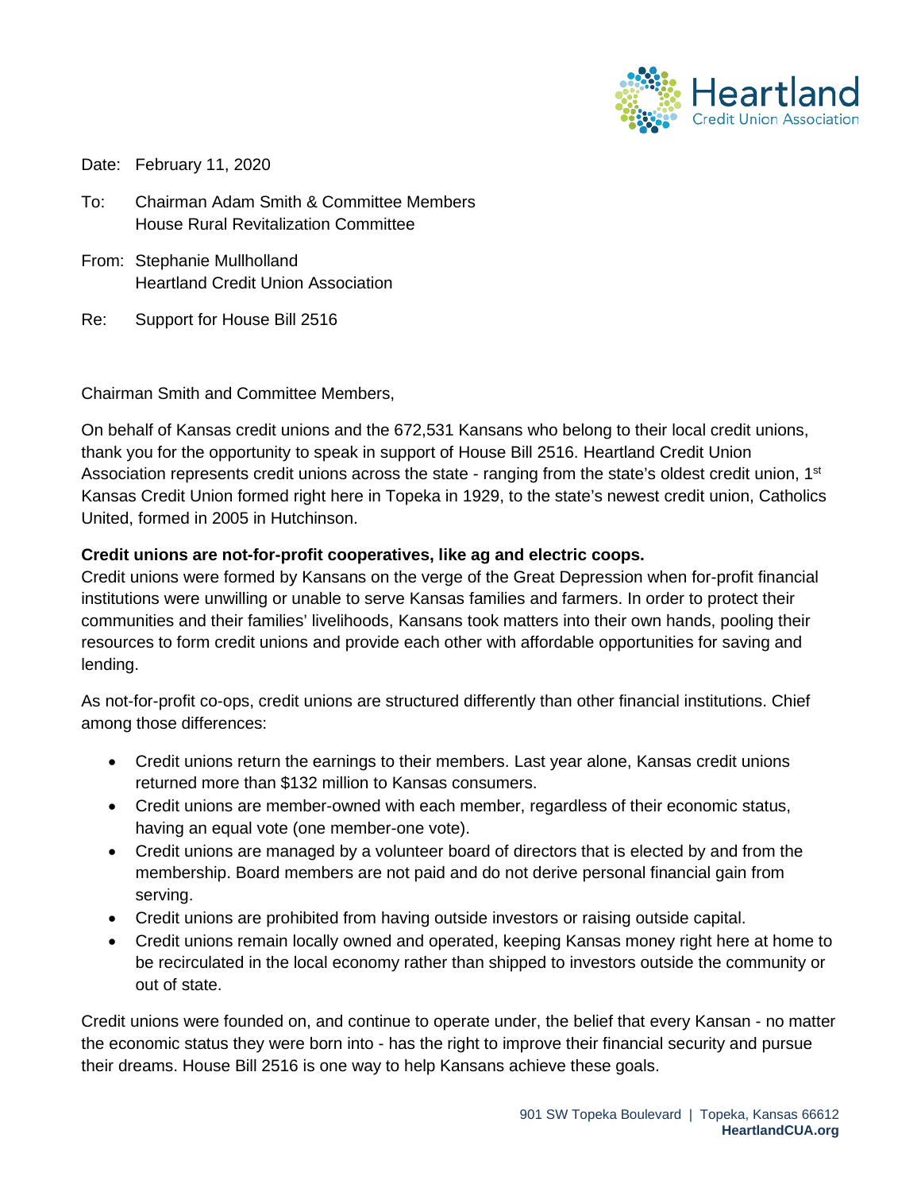Heartland Credit Union Association

Date: February 11, 2020

To: Chairman Adam Smith & Committee Members
House Rural Revitalization Committee

From: Stephanie Mullholland
Heartland Credit Union Association

Re: Support for House Bill 2516

Chairman Smith and Committee Members,

On behalf of Kansas credit unions and the 672,531 Kansans who belong to their local credit unions, thank you for the opportunity to speak in support of House Bill 2516. Heartland Credit Union Association represents credit unions across the state - ranging from the state's oldest credit union, 1st Kansas Credit Union formed right here in Topeka in 1929, to the state's newest credit union, Catholics United, formed in 2005 in Hutchinson.

**Credit unions are not-for-profit cooperatives, like ag and electric coops.**

Credit unions were formed by Kansans on the verge of the Great Depression when for-profit financial institutions were unwilling or unable to serve Kansas families and farmers. In order to protect their communities and their families' livelihoods, Kansans took matters into their own hands, pooling their resources to form credit unions and provide each other with affordable opportunities for saving and lending.

As not-for-profit co-ops, credit unions are structured differently than other financial institutions. Chief among those differences:

- Credit unions return the earnings to their members. Last year alone, Kansas credit unions returned more than $132 million to Kansas consumers.
- Credit unions are member-owned with each member, regardless of their economic status, having an equal vote (one member-one vote).
- Credit unions are managed by a volunteer board of directors that is elected by and from the membership. Board members are not paid and do not derive personal financial gain from serving.
- Credit unions are prohibited from having outside investors or raising outside capital.
- Credit unions remain locally owned and operated, keeping Kansas money right here at home to be recirculated in the local economy rather than shipped to investors outside the community or out of state.

Credit unions were founded on, and continue to operate under, the belief that every Kansan - no matter the economic status they were born into - has the right to improve their financial security and pursue their dreams. House Bill 2516 is one way to help Kansans achieve these goals.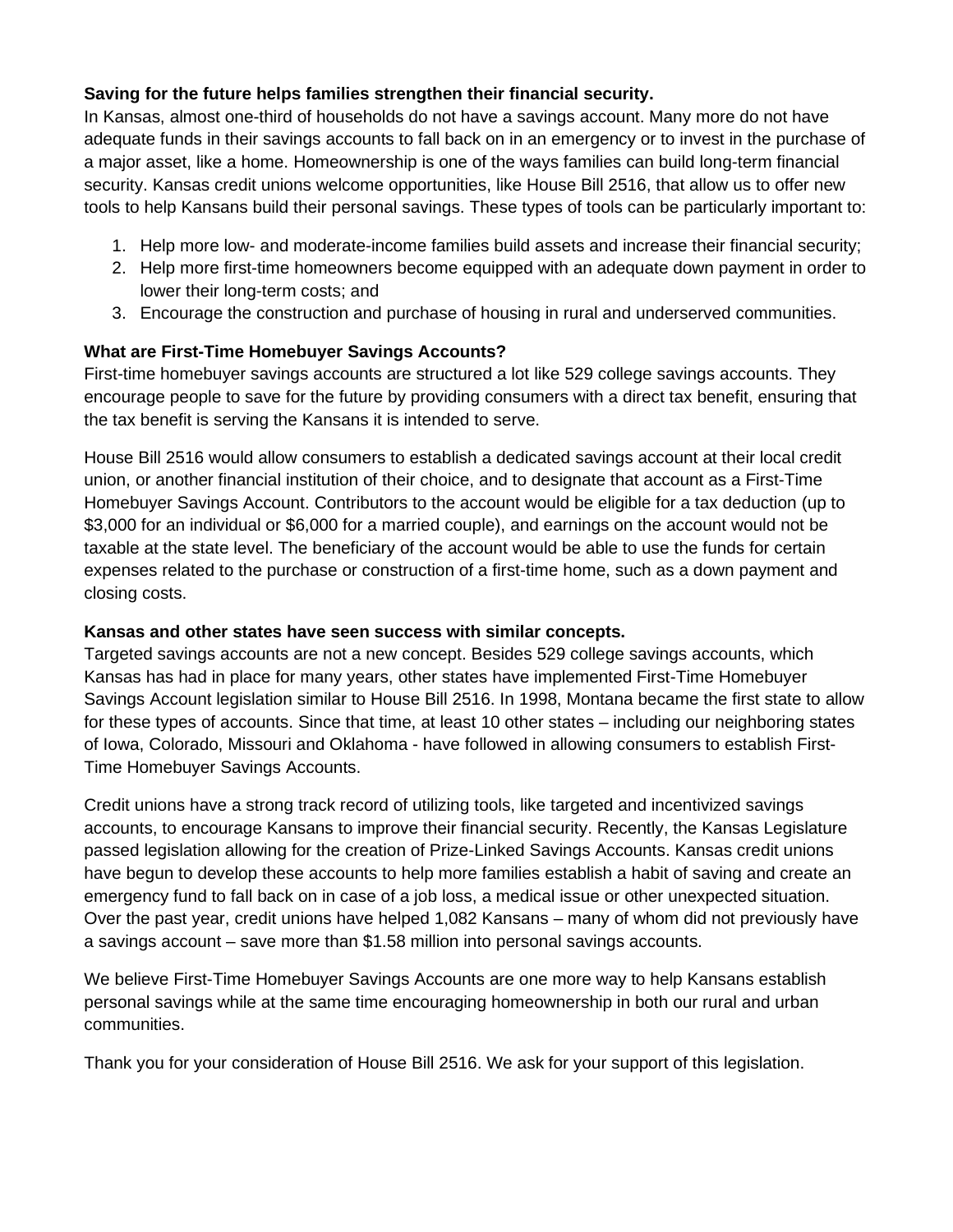**Saving for the future helps families strengthen their financial security.**
In Kansas, almost one-third of households do not have a savings account. Many more do not have adequate funds in their savings accounts to fall back on in an emergency or to invest in the purchase of a major asset, like a home. Homeownership is one of the ways families can build long-term financial security. Kansas credit unions welcome opportunities, like House Bill 2516, that allow us to offer new tools to help Kansans build their personal savings. These types of tools can be particularly important to:

1. Help more low- and moderate-income families build assets and increase their financial security;
2. Help more first-time homeowners become equipped with an adequate down payment in order to lower their long-term costs; and
3. Encourage the construction and purchase of housing in rural and underserved communities.

**What are First-Time Homebuyer Savings Accounts?**
First-time homebuyer savings accounts are structured a lot like 529 college savings accounts. They encourage people to save for the future by providing consumers with a direct tax benefit, ensuring that the tax benefit is serving the Kansans it is intended to serve.

House Bill 2516 would allow consumers to establish a dedicated savings account at their local credit union, or another financial institution of their choice, and to designate that account as a First-Time Homebuyer Savings Account. Contributors to the account would be eligible for a tax deduction (up to $3,000 for an individual or $6,000 for a married couple), and earnings on the account would not be taxable at the state level. The beneficiary of the account would be able to use the funds for certain expenses related to the purchase or construction of a first-time home, such as a down payment and closing costs.

**Kansas and other states have seen success with similar concepts.**
Targeted savings accounts are not a new concept. Besides 529 college savings accounts, which Kansas has had in place for many years, other states have implemented First-Time Homebuyer Savings Account legislation similar to House Bill 2516. In 1998, Montana became the first state to allow for these types of accounts. Since that time, at least 10 other states – including our neighboring states of Iowa, Colorado, Missouri and Oklahoma - have followed in allowing consumers to establish First-Time Homebuyer Savings Accounts.

Credit unions have a strong track record of utilizing tools, like targeted and incentivized savings accounts, to encourage Kansans to improve their financial security. Recently, the Kansas Legislature passed legislation allowing for the creation of Prize-Linked Savings Accounts. Kansas credit unions have begun to develop these accounts to help more families establish a habit of saving and create an emergency fund to fall back on in case of a job loss, a medical issue or other unexpected situation. Over the past year, credit unions have helped 1,082 Kansans – many of whom did not previously have a savings account – save more than $1.58 million into personal savings accounts.

We believe First-Time Homebuyer Savings Accounts are one more way to help Kansans establish personal savings while at the same time encouraging homeownership in both our rural and urban communities.

Thank you for your consideration of House Bill 2516. We ask for your support of this legislation.